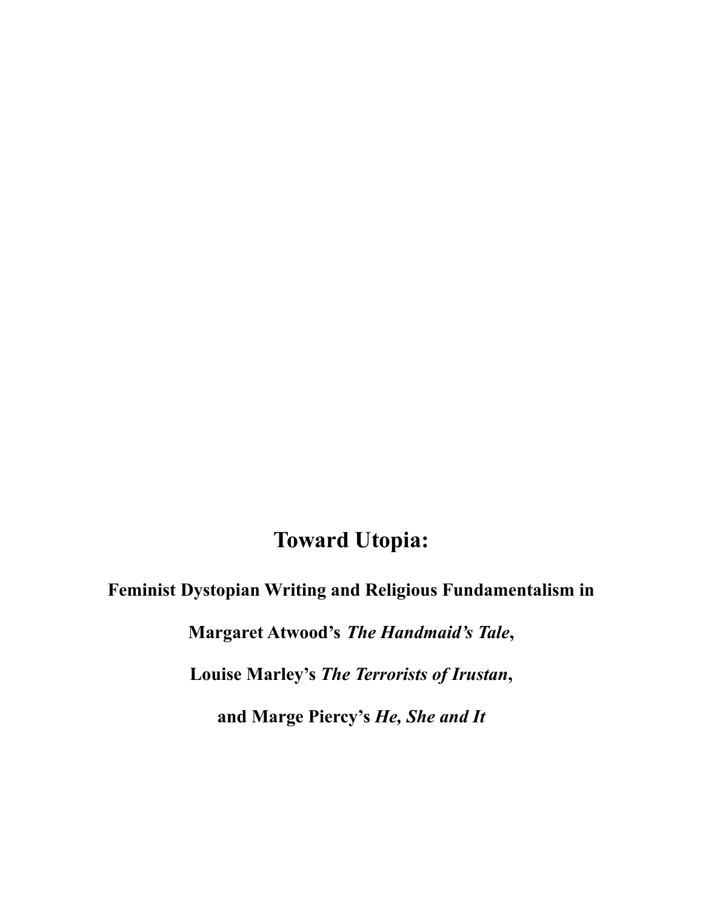# Toward Utopia:

## Feminist Dystopian Writing and Religious Fundamentalism in

## Margaret Atwood's *The Handmaid's Tale*,

## Louise Marley's *The Terrorists of Irustan*,

## and Marge Piercy's *He, She and It*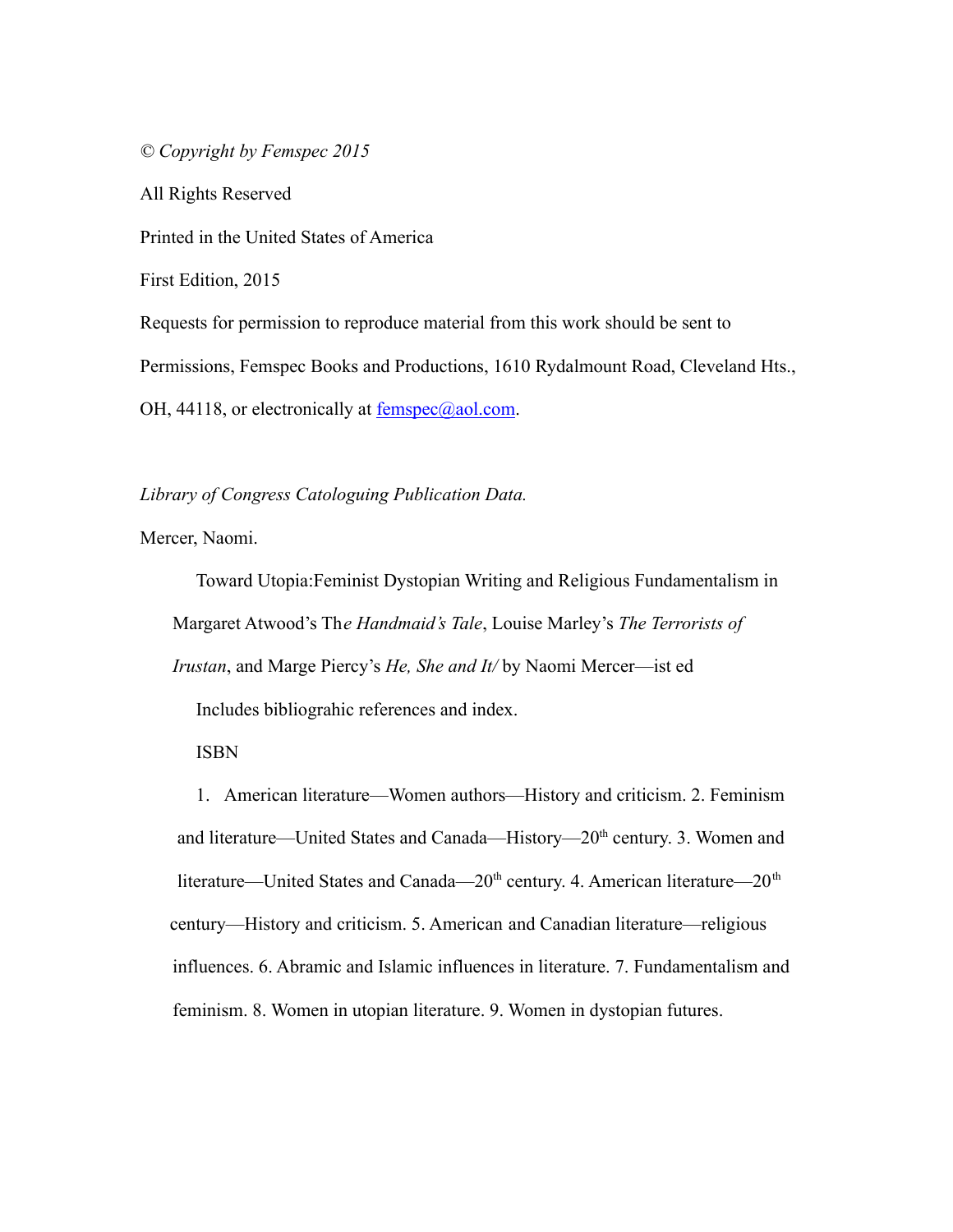*© Copyright by Femspec 2015*

All Rights Reserved

Printed in the United States of America

First Edition, 2015

Requests for permission to reproduce material from this work should be sent to Permissions, Femspec Books and Productions, 1610 Rydalmount Road, Cleveland Hts., OH, 44118, or electronically at femspec@aol.com.

*Library of Congress Catologuing Publication Data.*

Mercer, Naomi.

Toward Utopia:Feminist Dystopian Writing and Religious Fundamentalism in Margaret Atwood's Th*e Handmaid's Tale*, Louise Marley's *The Terrorists of Irustan*, and Marge Piercy's *He, She and It/* by Naomi Mercer—ist ed

Includes bibliograhic references and index.

ISBN

1. American literature—Women authors—History and criticism. 2. Feminism and literature—United States and Canada—History—20th century. 3. Women and literature—United States and Canada—20th century. 4. American literature—20th century—History and criticism. 5. American and Canadian literature—religious influences. 6. Abramic and Islamic influences in literature. 7. Fundamentalism and feminism. 8. Women in utopian literature. 9. Women in dystopian futures.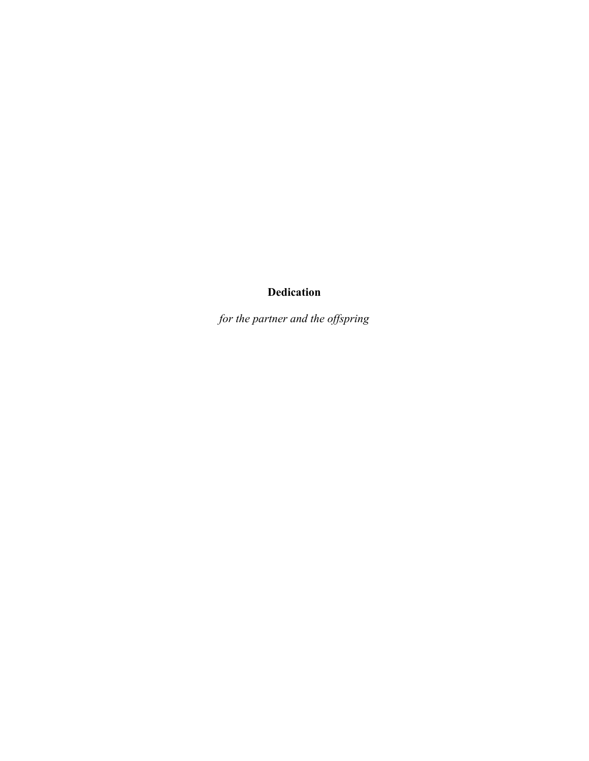# Dedication

*for the partner and the offspring*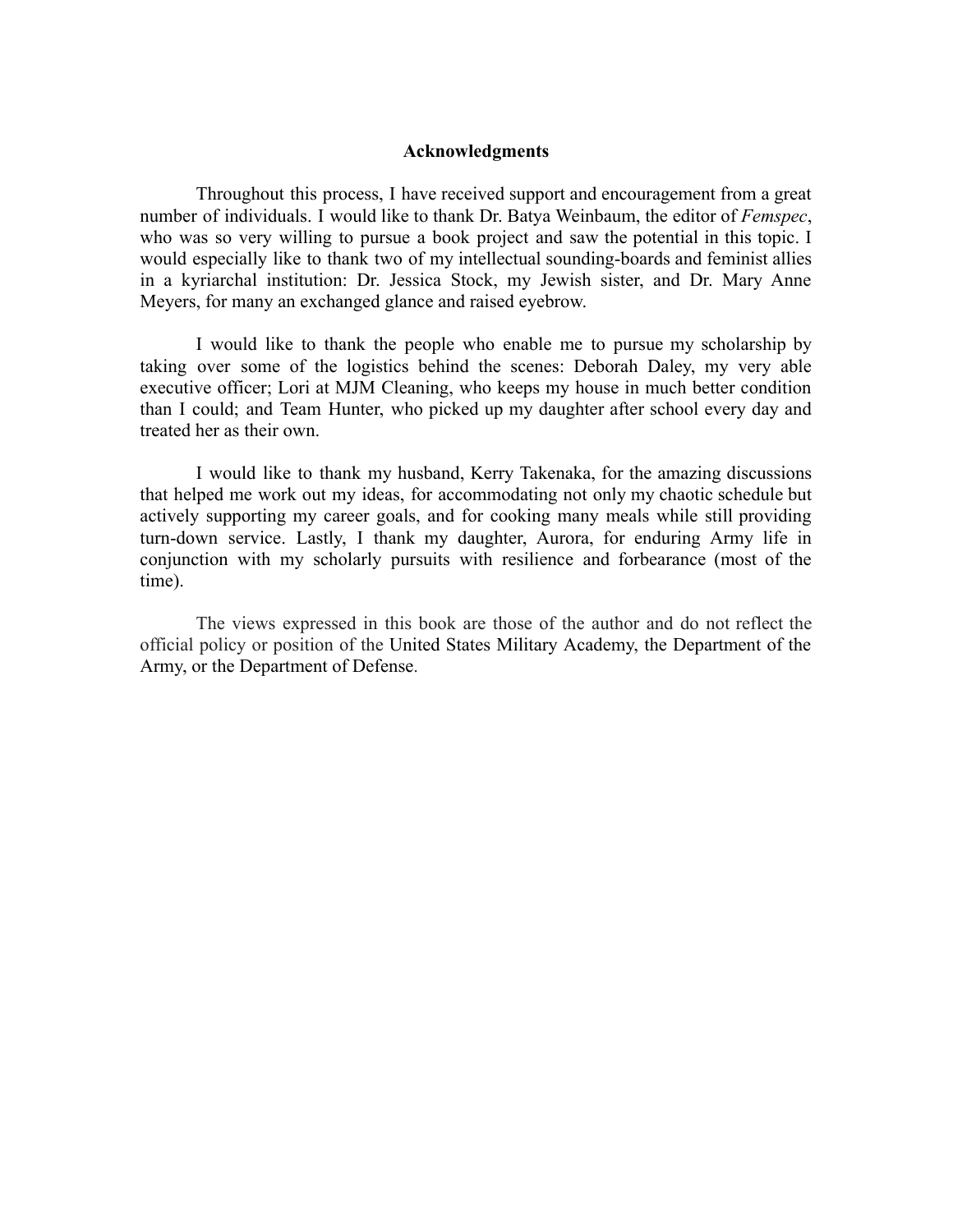## Acknowledgments

Throughout this process, I have received support and encouragement from a great number of individuals. I would like to thank Dr. Batya Weinbaum, the editor of *Femspec*, who was so very willing to pursue a book project and saw the potential in this topic. I would especially like to thank two of my intellectual sounding-boards and feminist allies in a kyriarchal institution: Dr. Jessica Stock, my Jewish sister, and Dr. Mary Anne Meyers, for many an exchanged glance and raised eyebrow.

I would like to thank the people who enable me to pursue my scholarship by taking over some of the logistics behind the scenes: Deborah Daley, my very able executive officer; Lori at MJM Cleaning, who keeps my house in much better condition than I could; and Team Hunter, who picked up my daughter after school every day and treated her as their own.

I would like to thank my husband, Kerry Takenaka, for the amazing discussions that helped me work out my ideas, for accommodating not only my chaotic schedule but actively supporting my career goals, and for cooking many meals while still providing turn-down service. Lastly, I thank my daughter, Aurora, for enduring Army life in conjunction with my scholarly pursuits with resilience and forbearance (most of the time).

The views expressed in this book are those of the author and do not reflect the official policy or position of the United States Military Academy, the Department of the Army, or the Department of Defense.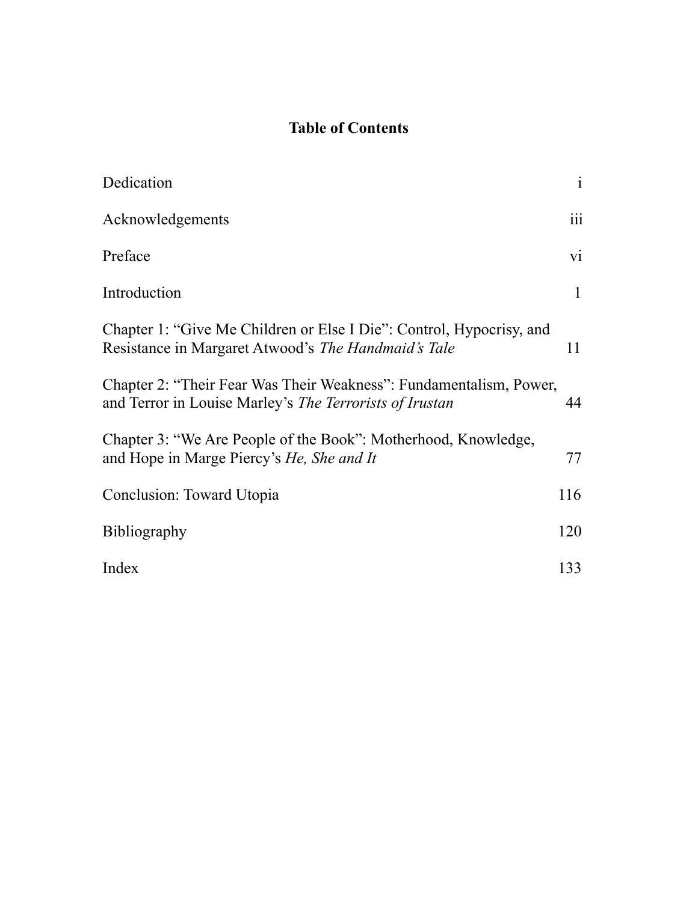# Table of Contents

| | |
|---|---|
| Dedication | i |
| Acknowledgements | iii |
| Preface | vi |
| Introduction | 1 |
| Chapter 1: "Give Me Children or Else I Die": Control, Hypocrisy, and Resistance in Margaret Atwood's *The Handmaid's Tale* | 11 |
| Chapter 2: "Their Fear Was Their Weakness": Fundamentalism, Power, and Terror in Louise Marley's *The Terrorists of Irustan* | 44 |
| Chapter 3: "We Are People of the Book": Motherhood, Knowledge, and Hope in Marge Piercy's *He, She and It* | 77 |
| Conclusion: Toward Utopia | 116 |
| Bibliography | 120 |
| Index | 133 |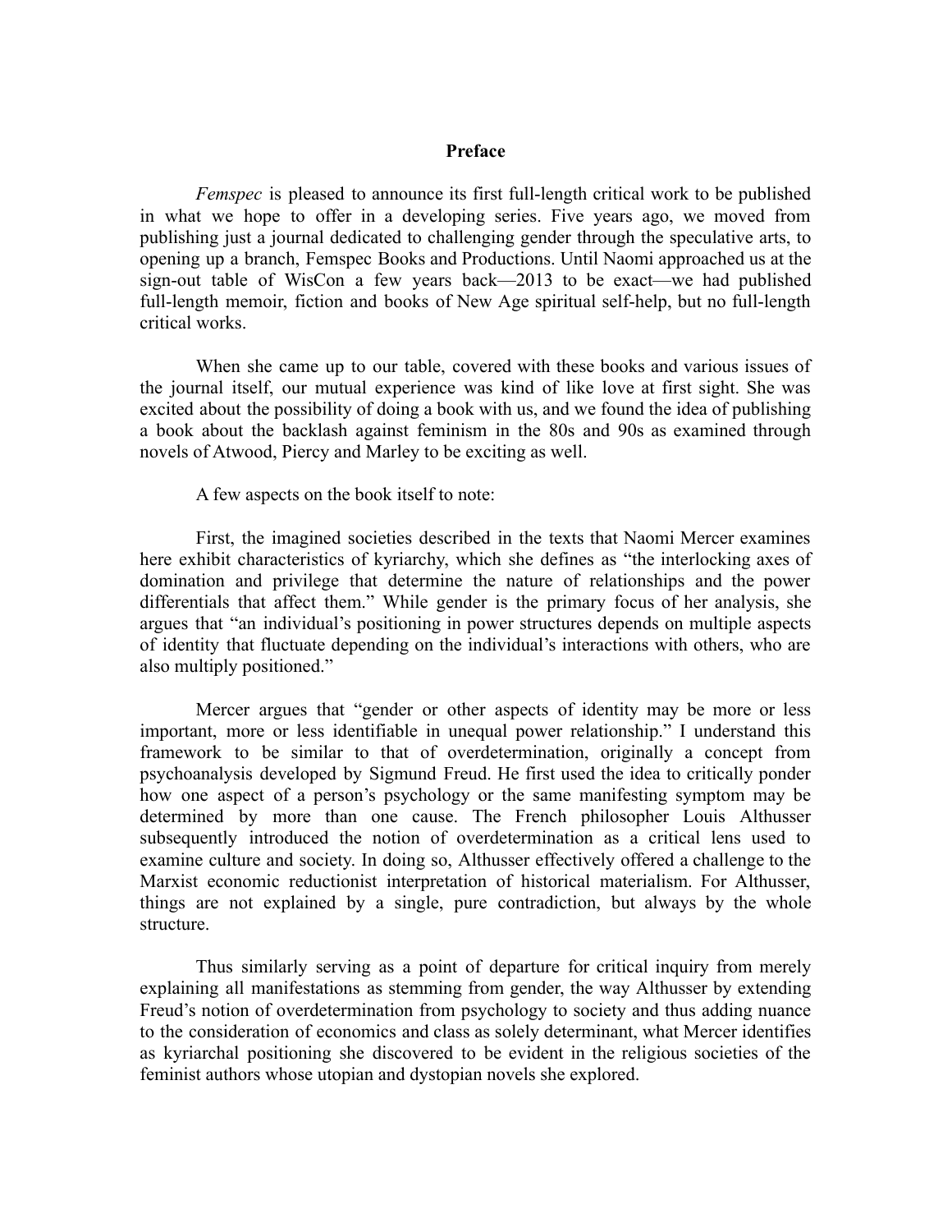## Preface

*Femspec* is pleased to announce its first full-length critical work to be published in what we hope to offer in a developing series. Five years ago, we moved from publishing just a journal dedicated to challenging gender through the speculative arts, to opening up a branch, Femspec Books and Productions. Until Naomi approached us at the sign-out table of WisCon a few years back—2013 to be exact—we had published full-length memoir, fiction and books of New Age spiritual self-help, but no full-length critical works.

When she came up to our table, covered with these books and various issues of the journal itself, our mutual experience was kind of like love at first sight. She was excited about the possibility of doing a book with us, and we found the idea of publishing a book about the backlash against feminism in the 80s and 90s as examined through novels of Atwood, Piercy and Marley to be exciting as well.

A few aspects on the book itself to note:

First, the imagined societies described in the texts that Naomi Mercer examines here exhibit characteristics of kyriarchy, which she defines as "the interlocking axes of domination and privilege that determine the nature of relationships and the power differentials that affect them." While gender is the primary focus of her analysis, she argues that "an individual's positioning in power structures depends on multiple aspects of identity that fluctuate depending on the individual's interactions with others, who are also multiply positioned."

Mercer argues that "gender or other aspects of identity may be more or less important, more or less identifiable in unequal power relationship." I understand this framework to be similar to that of overdetermination, originally a concept from psychoanalysis developed by Sigmund Freud. He first used the idea to critically ponder how one aspect of a person's psychology or the same manifesting symptom may be determined by more than one cause. The French philosopher Louis Althusser subsequently introduced the notion of overdetermination as a critical lens used to examine culture and society. In doing so, Althusser effectively offered a challenge to the Marxist economic reductionist interpretation of historical materialism. For Althusser, things are not explained by a single, pure contradiction, but always by the whole structure.

Thus similarly serving as a point of departure for critical inquiry from merely explaining all manifestations as stemming from gender, the way Althusser by extending Freud's notion of overdetermination from psychology to society and thus adding nuance to the consideration of economics and class as solely determinant, what Mercer identifies as kyriarchal positioning she discovered to be evident in the religious societies of the feminist authors whose utopian and dystopian novels she explored.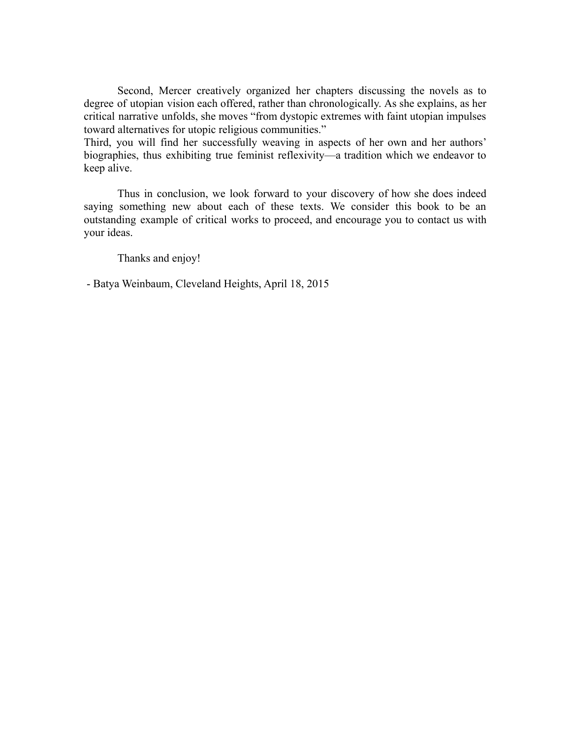Second, Mercer creatively organized her chapters discussing the novels as to degree of utopian vision each offered, rather than chronologically. As she explains, as her critical narrative unfolds, she moves "from dystopic extremes with faint utopian impulses toward alternatives for utopic religious communities."

Third, you will find her successfully weaving in aspects of her own and her authors' biographies, thus exhibiting true feminist reflexivity—a tradition which we endeavor to keep alive.

Thus in conclusion, we look forward to your discovery of how she does indeed saying something new about each of these texts. We consider this book to be an outstanding example of critical works to proceed, and encourage you to contact us with your ideas.

Thanks and enjoy!

- Batya Weinbaum, Cleveland Heights, April 18, 2015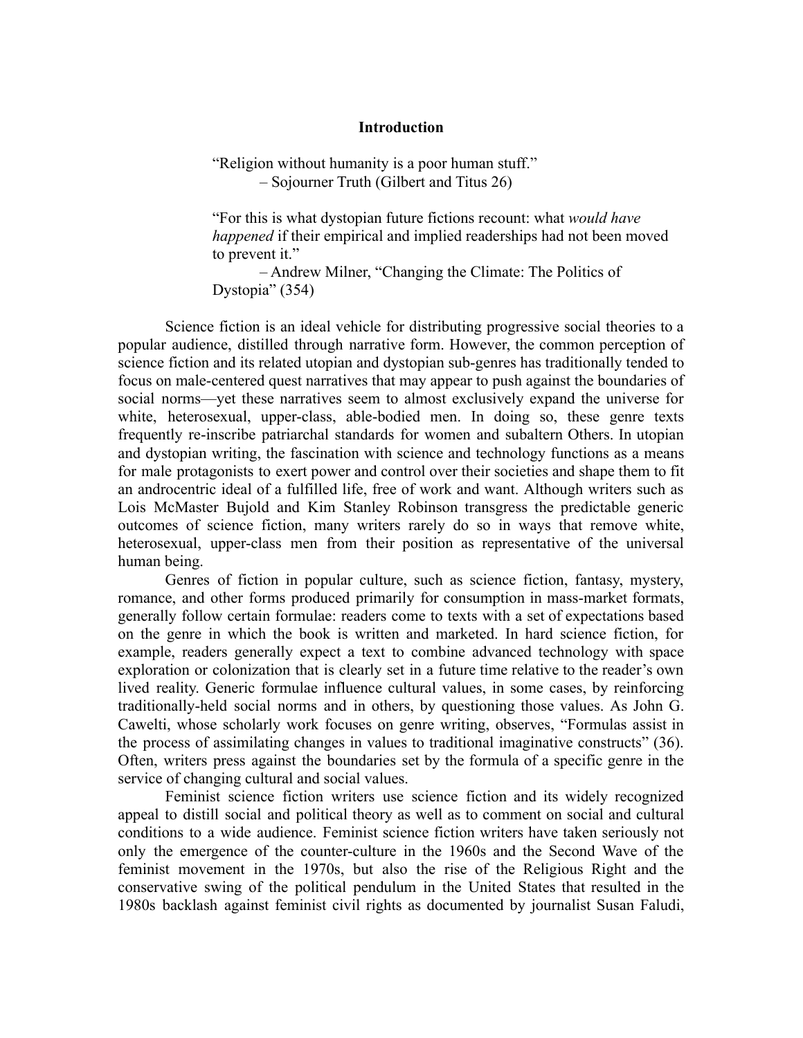## Introduction

> "Religion without humanity is a poor human stuff."
> – Sojourner Truth (Gilbert and Titus 26)
>
> "For this is what dystopian future fictions recount: what *would have happened* if their empirical and implied readerships had not been moved to prevent it."
> – Andrew Milner, "Changing the Climate: The Politics of Dystopia" (354)

Science fiction is an ideal vehicle for distributing progressive social theories to a popular audience, distilled through narrative form. However, the common perception of science fiction and its related utopian and dystopian sub-genres has traditionally tended to focus on male-centered quest narratives that may appear to push against the boundaries of social norms—yet these narratives seem to almost exclusively expand the universe for white, heterosexual, upper-class, able-bodied men. In doing so, these genre texts frequently re-inscribe patriarchal standards for women and subaltern Others. In utopian and dystopian writing, the fascination with science and technology functions as a means for male protagonists to exert power and control over their societies and shape them to fit an androcentric ideal of a fulfilled life, free of work and want. Although writers such as Lois McMaster Bujold and Kim Stanley Robinson transgress the predictable generic outcomes of science fiction, many writers rarely do so in ways that remove white, heterosexual, upper-class men from their position as representative of the universal human being.

Genres of fiction in popular culture, such as science fiction, fantasy, mystery, romance, and other forms produced primarily for consumption in mass-market formats, generally follow certain formulae: readers come to texts with a set of expectations based on the genre in which the book is written and marketed. In hard science fiction, for example, readers generally expect a text to combine advanced technology with space exploration or colonization that is clearly set in a future time relative to the reader's own lived reality. Generic formulae influence cultural values, in some cases, by reinforcing traditionally-held social norms and in others, by questioning those values. As John G. Cawelti, whose scholarly work focuses on genre writing, observes, "Formulas assist in the process of assimilating changes in values to traditional imaginative constructs" (36). Often, writers press against the boundaries set by the formula of a specific genre in the service of changing cultural and social values.

Feminist science fiction writers use science fiction and its widely recognized appeal to distill social and political theory as well as to comment on social and cultural conditions to a wide audience. Feminist science fiction writers have taken seriously not only the emergence of the counter-culture in the 1960s and the Second Wave of the feminist movement in the 1970s, but also the rise of the Religious Right and the conservative swing of the political pendulum in the United States that resulted in the 1980s backlash against feminist civil rights as documented by journalist Susan Faludi,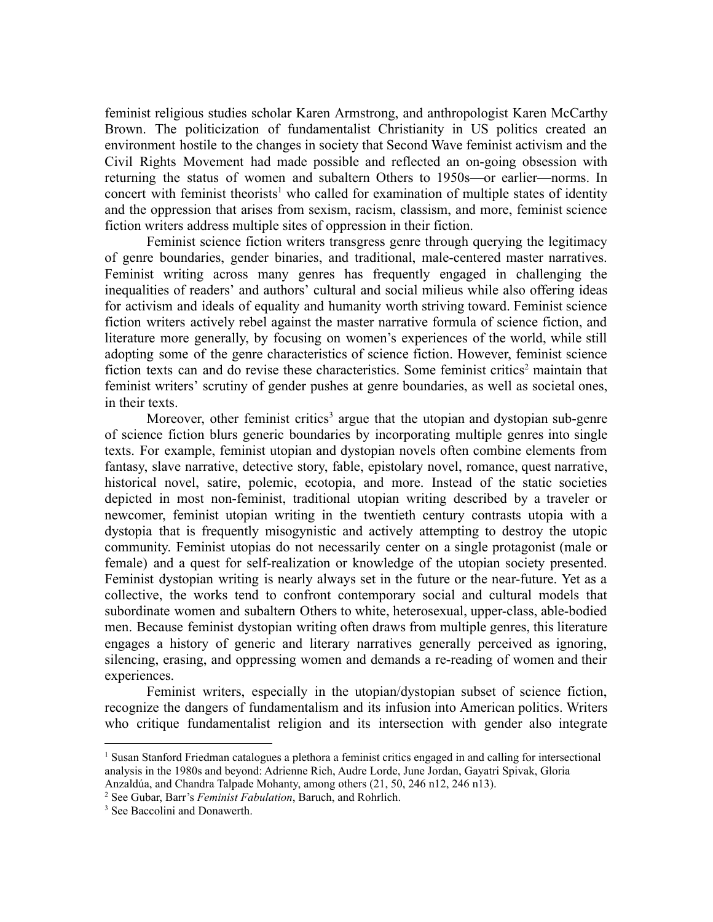feminist religious studies scholar Karen Armstrong, and anthropologist Karen McCarthy Brown. The politicization of fundamentalist Christianity in US politics created an environment hostile to the changes in society that Second Wave feminist activism and the Civil Rights Movement had made possible and reflected an on-going obsession with returning the status of women and subaltern Others to 1950s—or earlier—norms. In concert with feminist theorists[1] who called for examination of multiple states of identity and the oppression that arises from sexism, racism, classism, and more, feminist science fiction writers address multiple sites of oppression in their fiction.

Feminist science fiction writers transgress genre through querying the legitimacy of genre boundaries, gender binaries, and traditional, male-centered master narratives. Feminist writing across many genres has frequently engaged in challenging the inequalities of readers' and authors' cultural and social milieus while also offering ideas for activism and ideals of equality and humanity worth striving toward. Feminist science fiction writers actively rebel against the master narrative formula of science fiction, and literature more generally, by focusing on women's experiences of the world, while still adopting some of the genre characteristics of science fiction. However, feminist science fiction texts can and do revise these characteristics. Some feminist critics[2] maintain that feminist writers' scrutiny of gender pushes at genre boundaries, as well as societal ones, in their texts.

Moreover, other feminist critics[3] argue that the utopian and dystopian sub-genre of science fiction blurs generic boundaries by incorporating multiple genres into single texts. For example, feminist utopian and dystopian novels often combine elements from fantasy, slave narrative, detective story, fable, epistolary novel, romance, quest narrative, historical novel, satire, polemic, ecotopia, and more. Instead of the static societies depicted in most non-feminist, traditional utopian writing described by a traveler or newcomer, feminist utopian writing in the twentieth century contrasts utopia with a dystopia that is frequently misogynistic and actively attempting to destroy the utopic community. Feminist utopias do not necessarily center on a single protagonist (male or female) and a quest for self-realization or knowledge of the utopian society presented. Feminist dystopian writing is nearly always set in the future or the near-future. Yet as a collective, the works tend to confront contemporary social and cultural models that subordinate women and subaltern Others to white, heterosexual, upper-class, able-bodied men. Because feminist dystopian writing often draws from multiple genres, this literature engages a history of generic and literary narratives generally perceived as ignoring, silencing, erasing, and oppressing women and demands a re-reading of women and their experiences.

Feminist writers, especially in the utopian/dystopian subset of science fiction, recognize the dangers of fundamentalism and its infusion into American politics. Writers who critique fundamentalist religion and its intersection with gender also integrate

---

[1] Susan Stanford Friedman catalogues a plethora a feminist critics engaged in and calling for intersectional analysis in the 1980s and beyond: Adrienne Rich, Audre Lorde, June Jordan, Gayatri Spivak, Gloria Anzaldúa, and Chandra Talpade Mohanty, among others (21, 50, 246 n12, 246 n13).

[2] See Gubar, Barr's *Feminist Fabulation*, Baruch, and Rohrlich.

[3] See Baccolini and Donawerth.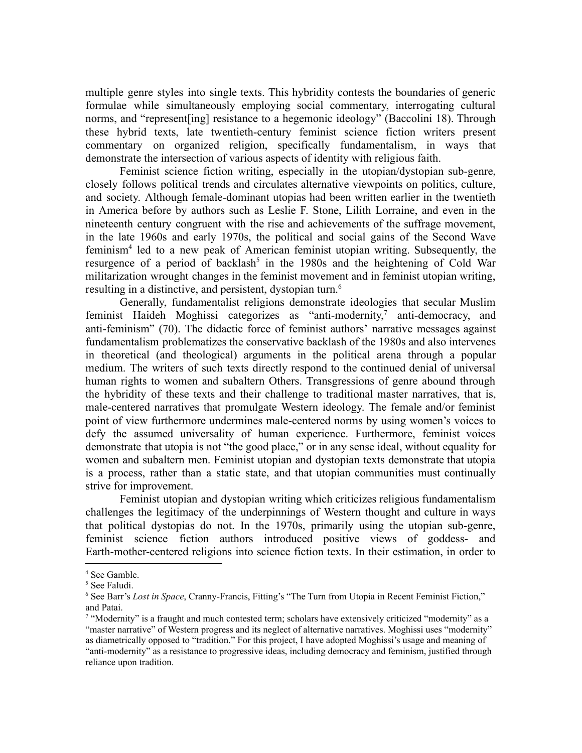multiple genre styles into single texts. This hybridity contests the boundaries of generic formulae while simultaneously employing social commentary, interrogating cultural norms, and "represent[ing] resistance to a hegemonic ideology" (Baccolini 18). Through these hybrid texts, late twentieth-century feminist science fiction writers present commentary on organized religion, specifically fundamentalism, in ways that demonstrate the intersection of various aspects of identity with religious faith.

Feminist science fiction writing, especially in the utopian/dystopian sub-genre, closely follows political trends and circulates alternative viewpoints on politics, culture, and society. Although female-dominant utopias had been written earlier in the twentieth in America before by authors such as Leslie F. Stone, Lilith Lorraine, and even in the nineteenth century congruent with the rise and achievements of the suffrage movement, in the late 1960s and early 1970s, the political and social gains of the Second Wave feminism[4] led to a new peak of American feminist utopian writing. Subsequently, the resurgence of a period of backlash[5] in the 1980s and the heightening of Cold War militarization wrought changes in the feminist movement and in feminist utopian writing, resulting in a distinctive, and persistent, dystopian turn.[6]

Generally, fundamentalist religions demonstrate ideologies that secular Muslim feminist Haideh Moghissi categorizes as "anti-modernity,[7] anti-democracy, and anti-feminism" (70). The didactic force of feminist authors' narrative messages against fundamentalism problematizes the conservative backlash of the 1980s and also intervenes in theoretical (and theological) arguments in the political arena through a popular medium. The writers of such texts directly respond to the continued denial of universal human rights to women and subaltern Others. Transgressions of genre abound through the hybridity of these texts and their challenge to traditional master narratives, that is, male-centered narratives that promulgate Western ideology. The female and/or feminist point of view furthermore undermines male-centered norms by using women's voices to defy the assumed universality of human experience. Furthermore, feminist voices demonstrate that utopia is not "the good place," or in any sense ideal, without equality for women and subaltern men. Feminist utopian and dystopian texts demonstrate that utopia is a process, rather than a static state, and that utopian communities must continually strive for improvement.

Feminist utopian and dystopian writing which criticizes religious fundamentalism challenges the legitimacy of the underpinnings of Western thought and culture in ways that political dystopias do not. In the 1970s, primarily using the utopian sub-genre, feminist science fiction authors introduced positive views of goddess- and Earth-mother-centered religions into science fiction texts. In their estimation, in order to

---

[4] See Gamble.

[5] See Faludi.

[6] See Barr's *Lost in Space*, Cranny-Francis, Fitting's "The Turn from Utopia in Recent Feminist Fiction," and Patai.

[7] "Modernity" is a fraught and much contested term; scholars have extensively criticized "modernity" as a "master narrative" of Western progress and its neglect of alternative narratives. Moghissi uses "modernity" as diametrically opposed to "tradition." For this project, I have adopted Moghissi's usage and meaning of "anti-modernity" as a resistance to progressive ideas, including democracy and feminism, justified through reliance upon tradition.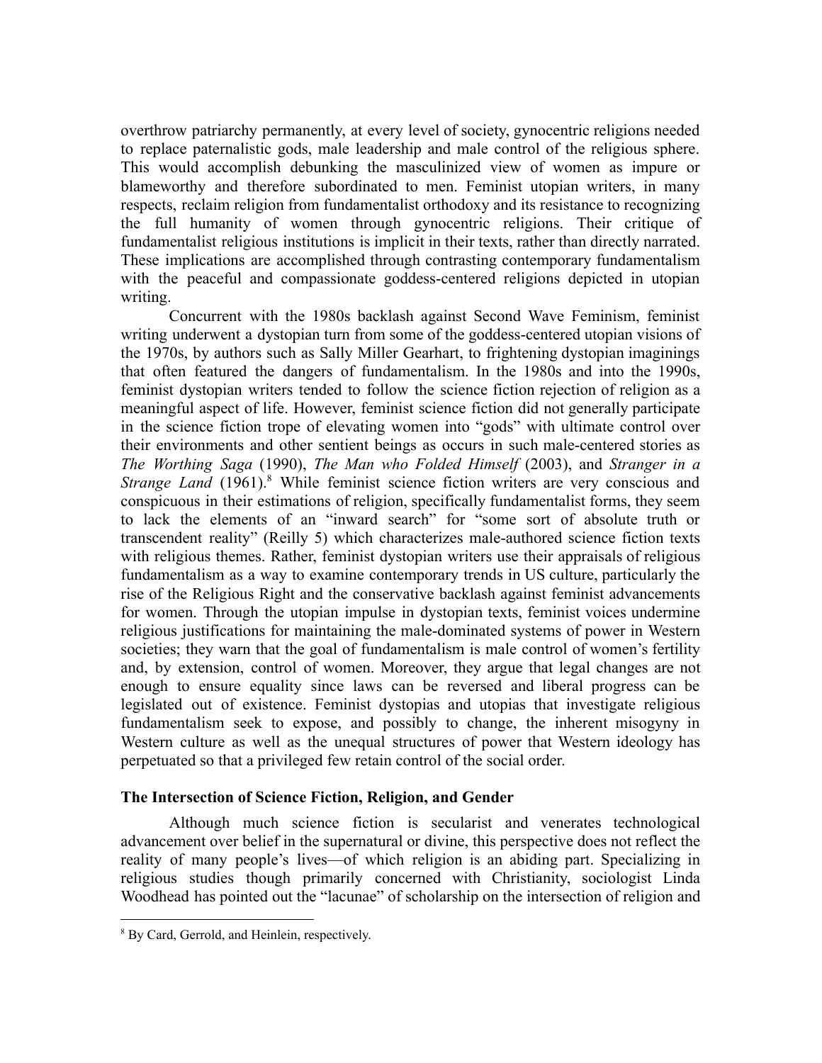overthrow patriarchy permanently, at every level of society, gynocentric religions needed to replace paternalistic gods, male leadership and male control of the religious sphere. This would accomplish debunking the masculinized view of women as impure or blameworthy and therefore subordinated to men. Feminist utopian writers, in many respects, reclaim religion from fundamentalist orthodoxy and its resistance to recognizing the full humanity of women through gynocentric religions. Their critique of fundamentalist religious institutions is implicit in their texts, rather than directly narrated. These implications are accomplished through contrasting contemporary fundamentalism with the peaceful and compassionate goddess-centered religions depicted in utopian writing.

Concurrent with the 1980s backlash against Second Wave Feminism, feminist writing underwent a dystopian turn from some of the goddess-centered utopian visions of the 1970s, by authors such as Sally Miller Gearhart, to frightening dystopian imaginings that often featured the dangers of fundamentalism. In the 1980s and into the 1990s, feminist dystopian writers tended to follow the science fiction rejection of religion as a meaningful aspect of life. However, feminist science fiction did not generally participate in the science fiction trope of elevating women into "gods" with ultimate control over their environments and other sentient beings as occurs in such male-centered stories as *The Worthing Saga* (1990), *The Man who Folded Himself* (2003), and *Stranger in a Strange Land* (1961).[8] While feminist science fiction writers are very conscious and conspicuous in their estimations of religion, specifically fundamentalist forms, they seem to lack the elements of an "inward search" for "some sort of absolute truth or transcendent reality" (Reilly 5) which characterizes male-authored science fiction texts with religious themes. Rather, feminist dystopian writers use their appraisals of religious fundamentalism as a way to examine contemporary trends in US culture, particularly the rise of the Religious Right and the conservative backlash against feminist advancements for women. Through the utopian impulse in dystopian texts, feminist voices undermine religious justifications for maintaining the male-dominated systems of power in Western societies; they warn that the goal of fundamentalism is male control of women's fertility and, by extension, control of women. Moreover, they argue that legal changes are not enough to ensure equality since laws can be reversed and liberal progress can be legislated out of existence. Feminist dystopias and utopias that investigate religious fundamentalism seek to expose, and possibly to change, the inherent misogyny in Western culture as well as the unequal structures of power that Western ideology has perpetuated so that a privileged few retain control of the social order.

### The Intersection of Science Fiction, Religion, and Gender

Although much science fiction is secularist and venerates technological advancement over belief in the supernatural or divine, this perspective does not reflect the reality of many people's lives—of which religion is an abiding part. Specializing in religious studies though primarily concerned with Christianity, sociologist Linda Woodhead has pointed out the "lacunae" of scholarship on the intersection of religion and

---

[8] By Card, Gerrold, and Heinlein, respectively.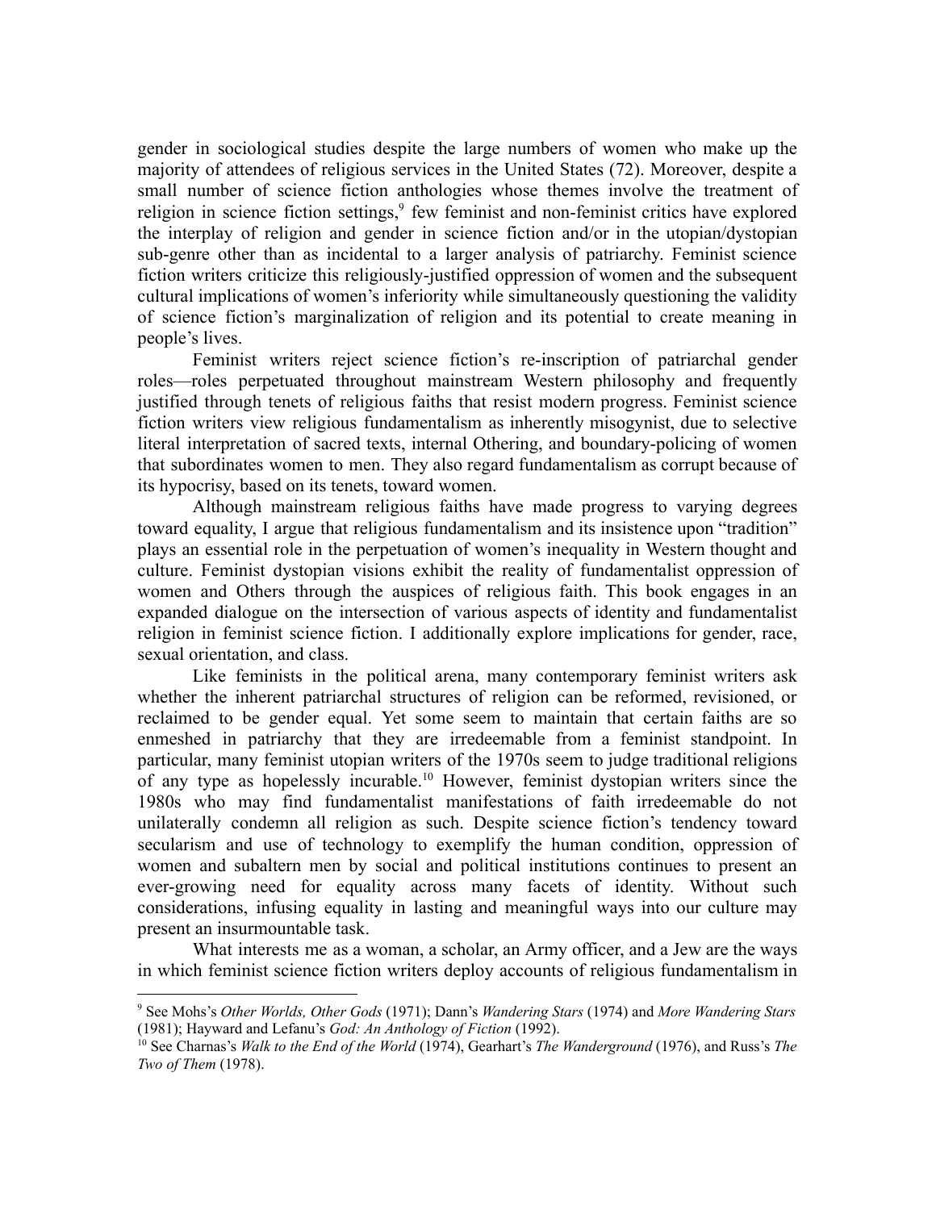gender in sociological studies despite the large numbers of women who make up the majority of attendees of religious services in the United States (72). Moreover, despite a small number of science fiction anthologies whose themes involve the treatment of religion in science fiction settings,[9] few feminist and non-feminist critics have explored the interplay of religion and gender in science fiction and/or in the utopian/dystopian sub-genre other than as incidental to a larger analysis of patriarchy. Feminist science fiction writers criticize this religiously-justified oppression of women and the subsequent cultural implications of women's inferiority while simultaneously questioning the validity of science fiction's marginalization of religion and its potential to create meaning in people's lives.

Feminist writers reject science fiction's re-inscription of patriarchal gender roles—roles perpetuated throughout mainstream Western philosophy and frequently justified through tenets of religious faiths that resist modern progress. Feminist science fiction writers view religious fundamentalism as inherently misogynist, due to selective literal interpretation of sacred texts, internal Othering, and boundary-policing of women that subordinates women to men. They also regard fundamentalism as corrupt because of its hypocrisy, based on its tenets, toward women.

Although mainstream religious faiths have made progress to varying degrees toward equality, I argue that religious fundamentalism and its insistence upon "tradition" plays an essential role in the perpetuation of women's inequality in Western thought and culture. Feminist dystopian visions exhibit the reality of fundamentalist oppression of women and Others through the auspices of religious faith. This book engages in an expanded dialogue on the intersection of various aspects of identity and fundamentalist religion in feminist science fiction. I additionally explore implications for gender, race, sexual orientation, and class.

Like feminists in the political arena, many contemporary feminist writers ask whether the inherent patriarchal structures of religion can be reformed, revisioned, or reclaimed to be gender equal. Yet some seem to maintain that certain faiths are so enmeshed in patriarchy that they are irredeemable from a feminist standpoint. In particular, many feminist utopian writers of the 1970s seem to judge traditional religions of any type as hopelessly incurable.[10] However, feminist dystopian writers since the 1980s who may find fundamentalist manifestations of faith irredeemable do not unilaterally condemn all religion as such. Despite science fiction's tendency toward secularism and use of technology to exemplify the human condition, oppression of women and subaltern men by social and political institutions continues to present an ever-growing need for equality across many facets of identity. Without such considerations, infusing equality in lasting and meaningful ways into our culture may present an insurmountable task.

What interests me as a woman, a scholar, an Army officer, and a Jew are the ways in which feminist science fiction writers deploy accounts of religious fundamentalism in

---

[9] See Mohs's *Other Worlds, Other Gods* (1971); Dann's *Wandering Stars* (1974) and *More Wandering Stars* (1981); Hayward and Lefanu's *God: An Anthology of Fiction* (1992).

[10] See Charnas's *Walk to the End of the World* (1974), Gearhart's *The Wanderground* (1976), and Russ's *The Two of Them* (1978).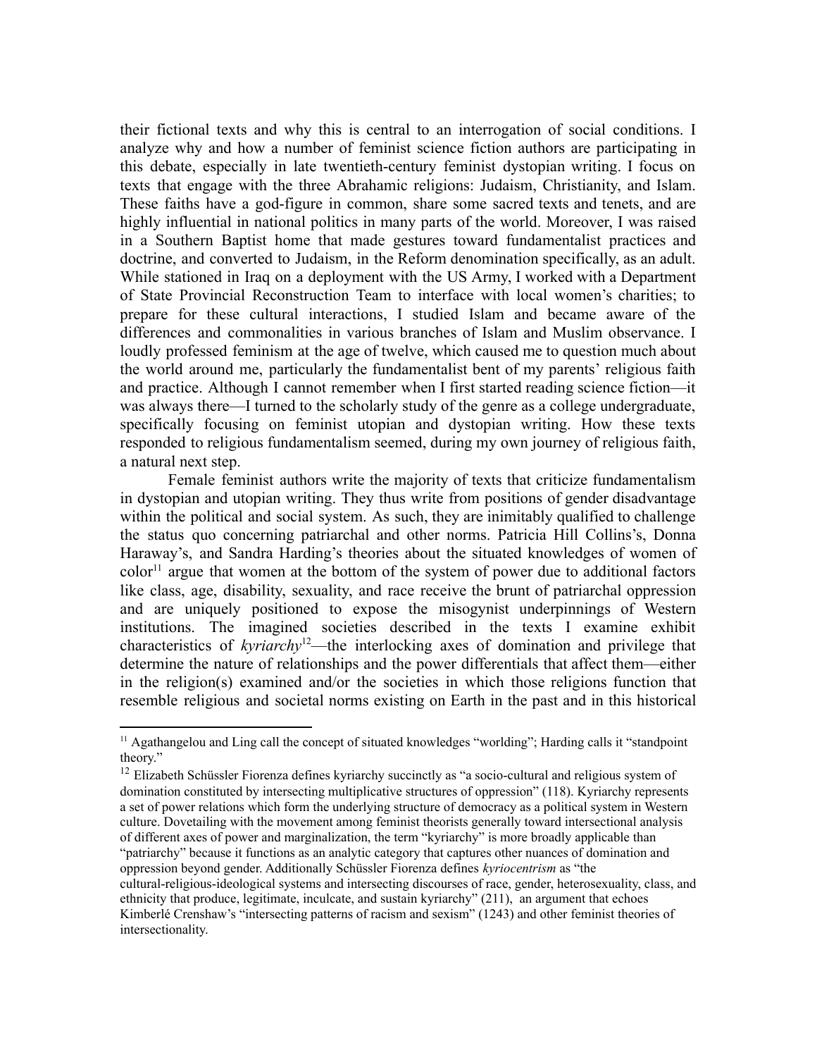their fictional texts and why this is central to an interrogation of social conditions. I analyze why and how a number of feminist science fiction authors are participating in this debate, especially in late twentieth-century feminist dystopian writing. I focus on texts that engage with the three Abrahamic religions: Judaism, Christianity, and Islam. These faiths have a god-figure in common, share some sacred texts and tenets, and are highly influential in national politics in many parts of the world. Moreover, I was raised in a Southern Baptist home that made gestures toward fundamentalist practices and doctrine, and converted to Judaism, in the Reform denomination specifically, as an adult. While stationed in Iraq on a deployment with the US Army, I worked with a Department of State Provincial Reconstruction Team to interface with local women's charities; to prepare for these cultural interactions, I studied Islam and became aware of the differences and commonalities in various branches of Islam and Muslim observance. I loudly professed feminism at the age of twelve, which caused me to question much about the world around me, particularly the fundamentalist bent of my parents' religious faith and practice. Although I cannot remember when I first started reading science fiction—it was always there—I turned to the scholarly study of the genre as a college undergraduate, specifically focusing on feminist utopian and dystopian writing. How these texts responded to religious fundamentalism seemed, during my own journey of religious faith, a natural next step.

Female feminist authors write the majority of texts that criticize fundamentalism in dystopian and utopian writing. They thus write from positions of gender disadvantage within the political and social system. As such, they are inimitably qualified to challenge the status quo concerning patriarchal and other norms. Patricia Hill Collins's, Donna Haraway's, and Sandra Harding's theories about the situated knowledges of women of color[11] argue that women at the bottom of the system of power due to additional factors like class, age, disability, sexuality, and race receive the brunt of patriarchal oppression and are uniquely positioned to expose the misogynist underpinnings of Western institutions. The imagined societies described in the texts I examine exhibit characteristics of *kyriarchy*[12]—the interlocking axes of domination and privilege that determine the nature of relationships and the power differentials that affect them—either in the religion(s) examined and/or the societies in which those religions function that resemble religious and societal norms existing on Earth in the past and in this historical

---

[11] Agathangelou and Ling call the concept of situated knowledges "worlding"; Harding calls it "standpoint theory."

[12] Elizabeth Schüssler Fiorenza defines kyriarchy succinctly as "a socio-cultural and religious system of domination constituted by intersecting multiplicative structures of oppression" (118). Kyriarchy represents a set of power relations which form the underlying structure of democracy as a political system in Western culture. Dovetailing with the movement among feminist theorists generally toward intersectional analysis of different axes of power and marginalization, the term "kyriarchy" is more broadly applicable than "patriarchy" because it functions as an analytic category that captures other nuances of domination and oppression beyond gender. Additionally Schüssler Fiorenza defines *kyriocentrism* as "the cultural-religious-ideological systems and intersecting discourses of race, gender, heterosexuality, class, and ethnicity that produce, legitimate, inculcate, and sustain kyriarchy" (211), an argument that echoes Kimberlé Crenshaw's "intersecting patterns of racism and sexism" (1243) and other feminist theories of intersectionality.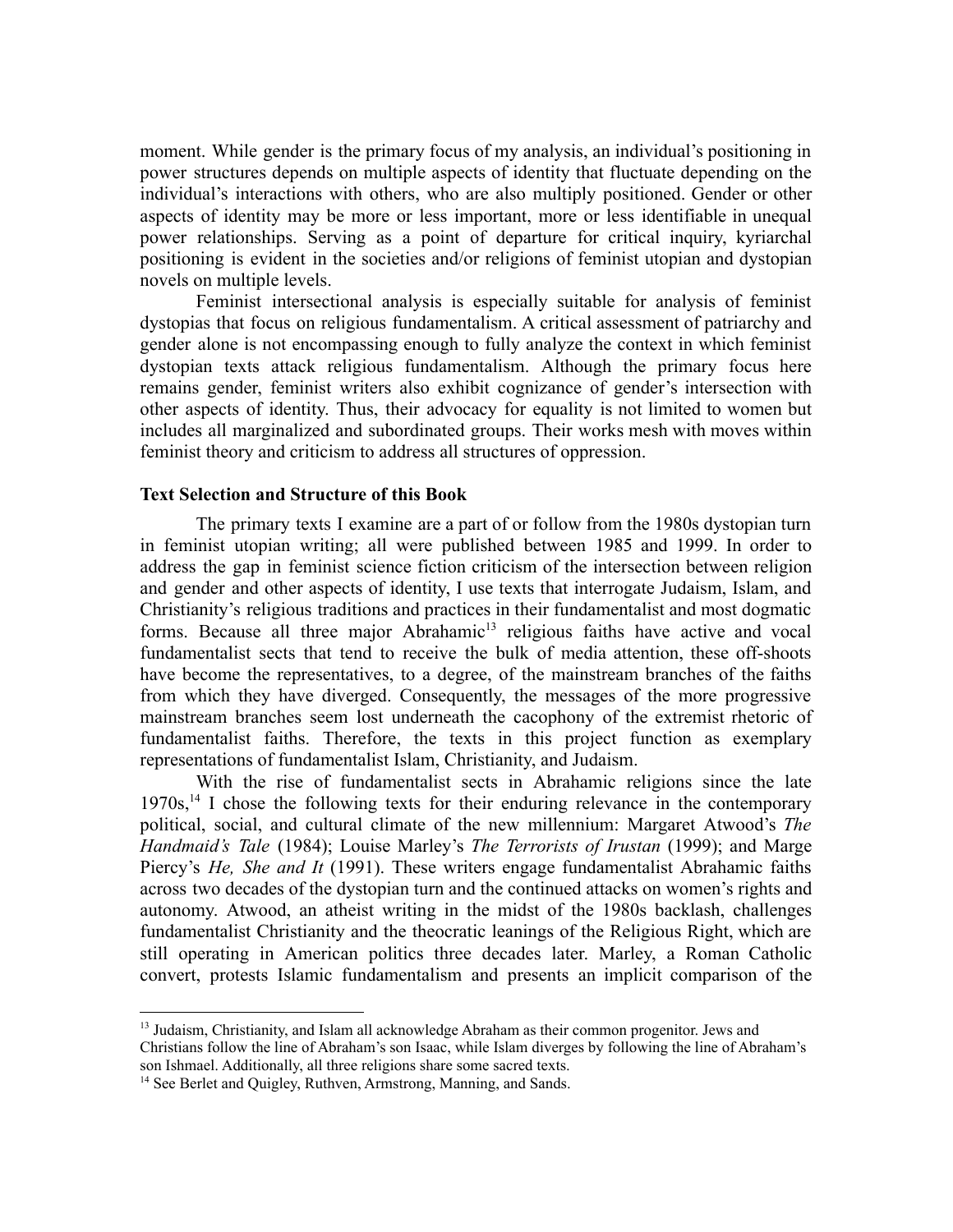moment. While gender is the primary focus of my analysis, an individual's positioning in power structures depends on multiple aspects of identity that fluctuate depending on the individual's interactions with others, who are also multiply positioned. Gender or other aspects of identity may be more or less important, more or less identifiable in unequal power relationships. Serving as a point of departure for critical inquiry, kyriarchal positioning is evident in the societies and/or religions of feminist utopian and dystopian novels on multiple levels.

Feminist intersectional analysis is especially suitable for analysis of feminist dystopias that focus on religious fundamentalism. A critical assessment of patriarchy and gender alone is not encompassing enough to fully analyze the context in which feminist dystopian texts attack religious fundamentalism. Although the primary focus here remains gender, feminist writers also exhibit cognizance of gender's intersection with other aspects of identity. Thus, their advocacy for equality is not limited to women but includes all marginalized and subordinated groups. Their works mesh with moves within feminist theory and criticism to address all structures of oppression.

**Text Selection and Structure of this Book**

The primary texts I examine are a part of or follow from the 1980s dystopian turn in feminist utopian writing; all were published between 1985 and 1999. In order to address the gap in feminist science fiction criticism of the intersection between religion and gender and other aspects of identity, I use texts that interrogate Judaism, Islam, and Christianity's religious traditions and practices in their fundamentalist and most dogmatic forms. Because all three major Abrahamic[13] religious faiths have active and vocal fundamentalist sects that tend to receive the bulk of media attention, these off-shoots have become the representatives, to a degree, of the mainstream branches of the faiths from which they have diverged. Consequently, the messages of the more progressive mainstream branches seem lost underneath the cacophony of the extremist rhetoric of fundamentalist faiths. Therefore, the texts in this project function as exemplary representations of fundamentalist Islam, Christianity, and Judaism.

With the rise of fundamentalist sects in Abrahamic religions since the late 1970s,[14] I chose the following texts for their enduring relevance in the contemporary political, social, and cultural climate of the new millennium: Margaret Atwood's *The Handmaid's Tale* (1984); Louise Marley's *The Terrorists of Irustan* (1999); and Marge Piercy's *He, She and It* (1991). These writers engage fundamentalist Abrahamic faiths across two decades of the dystopian turn and the continued attacks on women's rights and autonomy. Atwood, an atheist writing in the midst of the 1980s backlash, challenges fundamentalist Christianity and the theocratic leanings of the Religious Right, which are still operating in American politics three decades later. Marley, a Roman Catholic convert, protests Islamic fundamentalism and presents an implicit comparison of the

---

[13] Judaism, Christianity, and Islam all acknowledge Abraham as their common progenitor. Jews and Christians follow the line of Abraham's son Isaac, while Islam diverges by following the line of Abraham's son Ishmael. Additionally, all three religions share some sacred texts.

[14] See Berlet and Quigley, Ruthven, Armstrong, Manning, and Sands.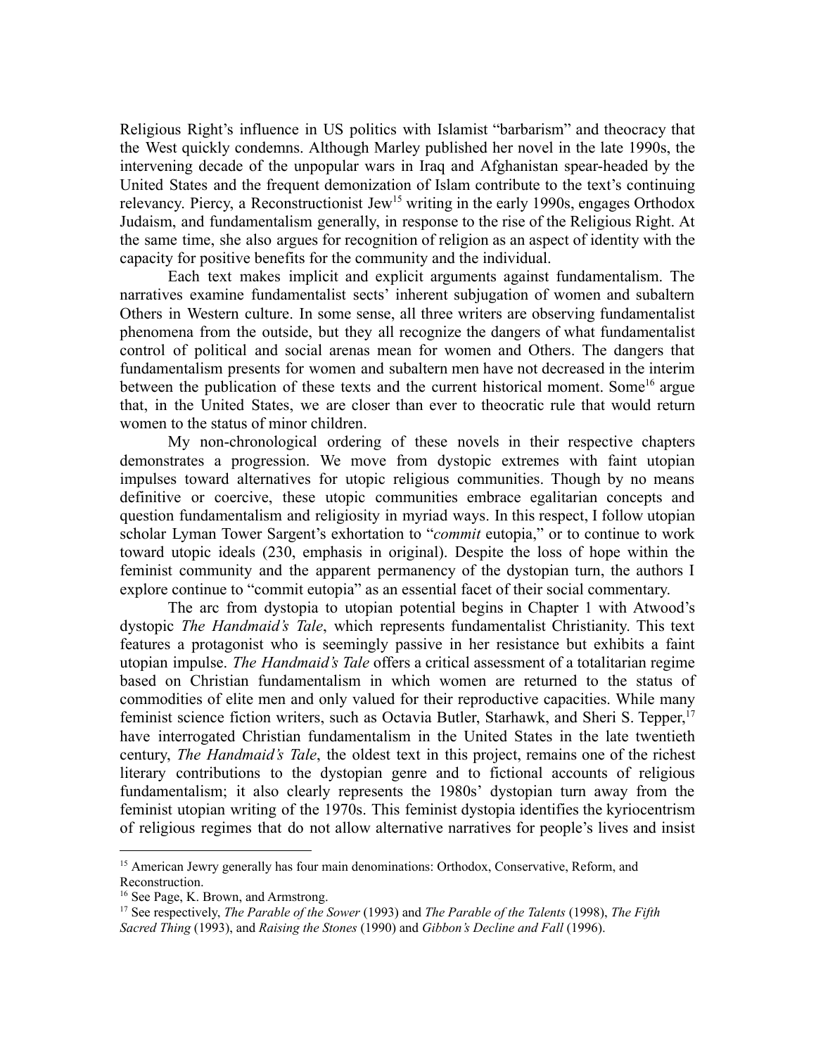Religious Right's influence in US politics with Islamist "barbarism" and theocracy that the West quickly condemns. Although Marley published her novel in the late 1990s, the intervening decade of the unpopular wars in Iraq and Afghanistan spear-headed by the United States and the frequent demonization of Islam contribute to the text's continuing relevancy. Piercy, a Reconstructionist Jew[15] writing in the early 1990s, engages Orthodox Judaism, and fundamentalism generally, in response to the rise of the Religious Right. At the same time, she also argues for recognition of religion as an aspect of identity with the capacity for positive benefits for the community and the individual.

Each text makes implicit and explicit arguments against fundamentalism. The narratives examine fundamentalist sects' inherent subjugation of women and subaltern Others in Western culture. In some sense, all three writers are observing fundamentalist phenomena from the outside, but they all recognize the dangers of what fundamentalist control of political and social arenas mean for women and Others. The dangers that fundamentalism presents for women and subaltern men have not decreased in the interim between the publication of these texts and the current historical moment. Some[16] argue that, in the United States, we are closer than ever to theocratic rule that would return women to the status of minor children.

My non-chronological ordering of these novels in their respective chapters demonstrates a progression. We move from dystopic extremes with faint utopian impulses toward alternatives for utopic religious communities. Though by no means definitive or coercive, these utopic communities embrace egalitarian concepts and question fundamentalism and religiosity in myriad ways. In this respect, I follow utopian scholar Lyman Tower Sargent's exhortation to "*commit* eutopia," or to continue to work toward utopic ideals (230, emphasis in original). Despite the loss of hope within the feminist community and the apparent permanency of the dystopian turn, the authors I explore continue to "commit eutopia" as an essential facet of their social commentary.

The arc from dystopia to utopian potential begins in Chapter 1 with Atwood's dystopic *The Handmaid's Tale*, which represents fundamentalist Christianity. This text features a protagonist who is seemingly passive in her resistance but exhibits a faint utopian impulse. *The Handmaid's Tale* offers a critical assessment of a totalitarian regime based on Christian fundamentalism in which women are returned to the status of commodities of elite men and only valued for their reproductive capacities. While many feminist science fiction writers, such as Octavia Butler, Starhawk, and Sheri S. Tepper,[17] have interrogated Christian fundamentalism in the United States in the late twentieth century, *The Handmaid's Tale*, the oldest text in this project, remains one of the richest literary contributions to the dystopian genre and to fictional accounts of religious fundamentalism; it also clearly represents the 1980s' dystopian turn away from the feminist utopian writing of the 1970s. This feminist dystopia identifies the kyriocentrism of religious regimes that do not allow alternative narratives for people's lives and insist

---

[15] American Jewry generally has four main denominations: Orthodox, Conservative, Reform, and Reconstruction.

[16] See Page, K. Brown, and Armstrong.

[17] See respectively, *The Parable of the Sower* (1993) and *The Parable of the Talents* (1998), *The Fifth Sacred Thing* (1993), and *Raising the Stones* (1990) and *Gibbon's Decline and Fall* (1996).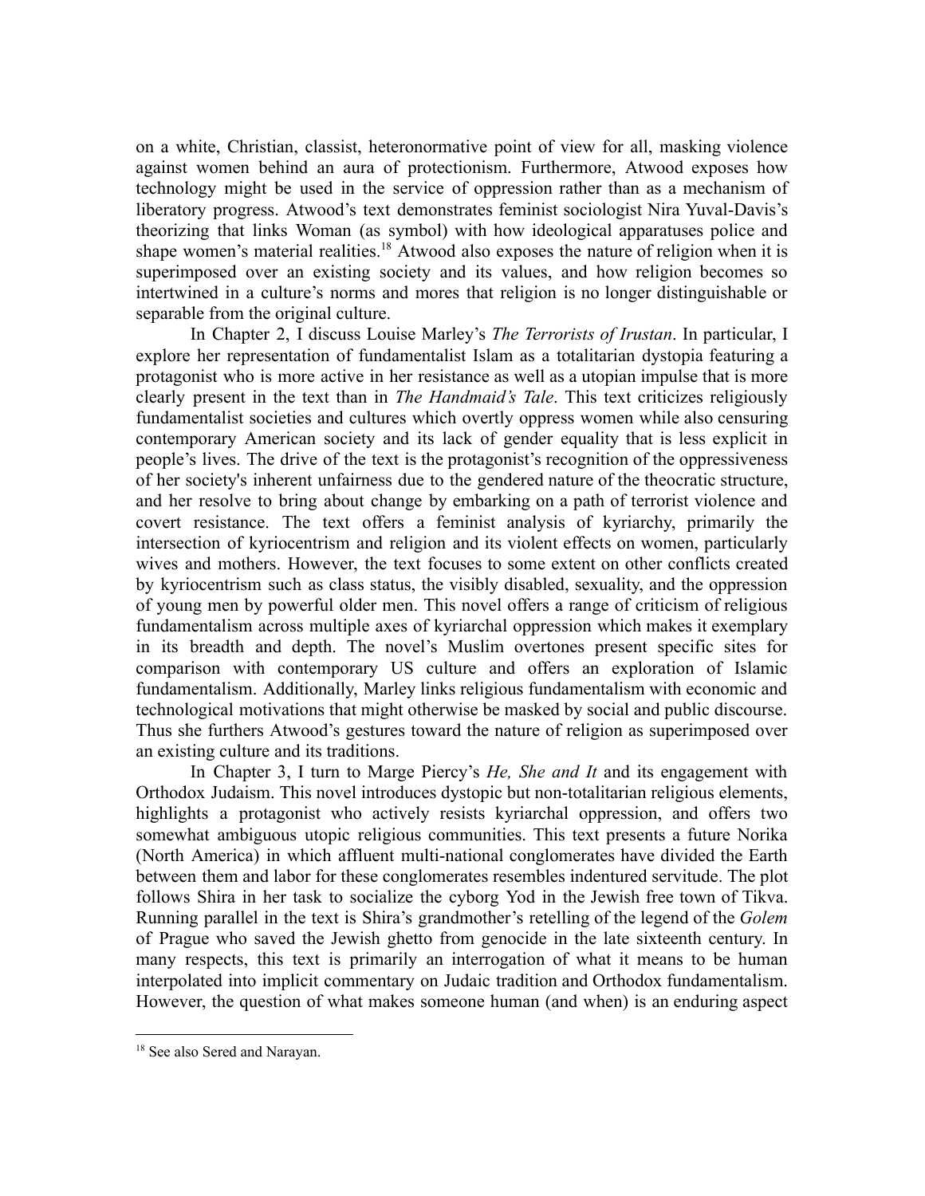on a white, Christian, classist, heteronormative point of view for all, masking violence against women behind an aura of protectionism. Furthermore, Atwood exposes how technology might be used in the service of oppression rather than as a mechanism of liberatory progress. Atwood's text demonstrates feminist sociologist Nira Yuval-Davis's theorizing that links Woman (as symbol) with how ideological apparatuses police and shape women's material realities.[18] Atwood also exposes the nature of religion when it is superimposed over an existing society and its values, and how religion becomes so intertwined in a culture's norms and mores that religion is no longer distinguishable or separable from the original culture.

In Chapter 2, I discuss Louise Marley's *The Terrorists of Irustan*. In particular, I explore her representation of fundamentalist Islam as a totalitarian dystopia featuring a protagonist who is more active in her resistance as well as a utopian impulse that is more clearly present in the text than in *The Handmaid's Tale*. This text criticizes religiously fundamentalist societies and cultures which overtly oppress women while also censuring contemporary American society and its lack of gender equality that is less explicit in people's lives. The drive of the text is the protagonist's recognition of the oppressiveness of her society's inherent unfairness due to the gendered nature of the theocratic structure, and her resolve to bring about change by embarking on a path of terrorist violence and covert resistance. The text offers a feminist analysis of kyriarchy, primarily the intersection of kyriocentrism and religion and its violent effects on women, particularly wives and mothers. However, the text focuses to some extent on other conflicts created by kyriocentrism such as class status, the visibly disabled, sexuality, and the oppression of young men by powerful older men. This novel offers a range of criticism of religious fundamentalism across multiple axes of kyriarchal oppression which makes it exemplary in its breadth and depth. The novel's Muslim overtones present specific sites for comparison with contemporary US culture and offers an exploration of Islamic fundamentalism. Additionally, Marley links religious fundamentalism with economic and technological motivations that might otherwise be masked by social and public discourse. Thus she furthers Atwood's gestures toward the nature of religion as superimposed over an existing culture and its traditions.

In Chapter 3, I turn to Marge Piercy's *He, She and It* and its engagement with Orthodox Judaism. This novel introduces dystopic but non-totalitarian religious elements, highlights a protagonist who actively resists kyriarchal oppression, and offers two somewhat ambiguous utopic religious communities. This text presents a future Norika (North America) in which affluent multi-national conglomerates have divided the Earth between them and labor for these conglomerates resembles indentured servitude. The plot follows Shira in her task to socialize the cyborg Yod in the Jewish free town of Tikva. Running parallel in the text is Shira's grandmother's retelling of the legend of the *Golem* of Prague who saved the Jewish ghetto from genocide in the late sixteenth century. In many respects, this text is primarily an interrogation of what it means to be human interpolated into implicit commentary on Judaic tradition and Orthodox fundamentalism. However, the question of what makes someone human (and when) is an enduring aspect

---

[18] See also Sered and Narayan.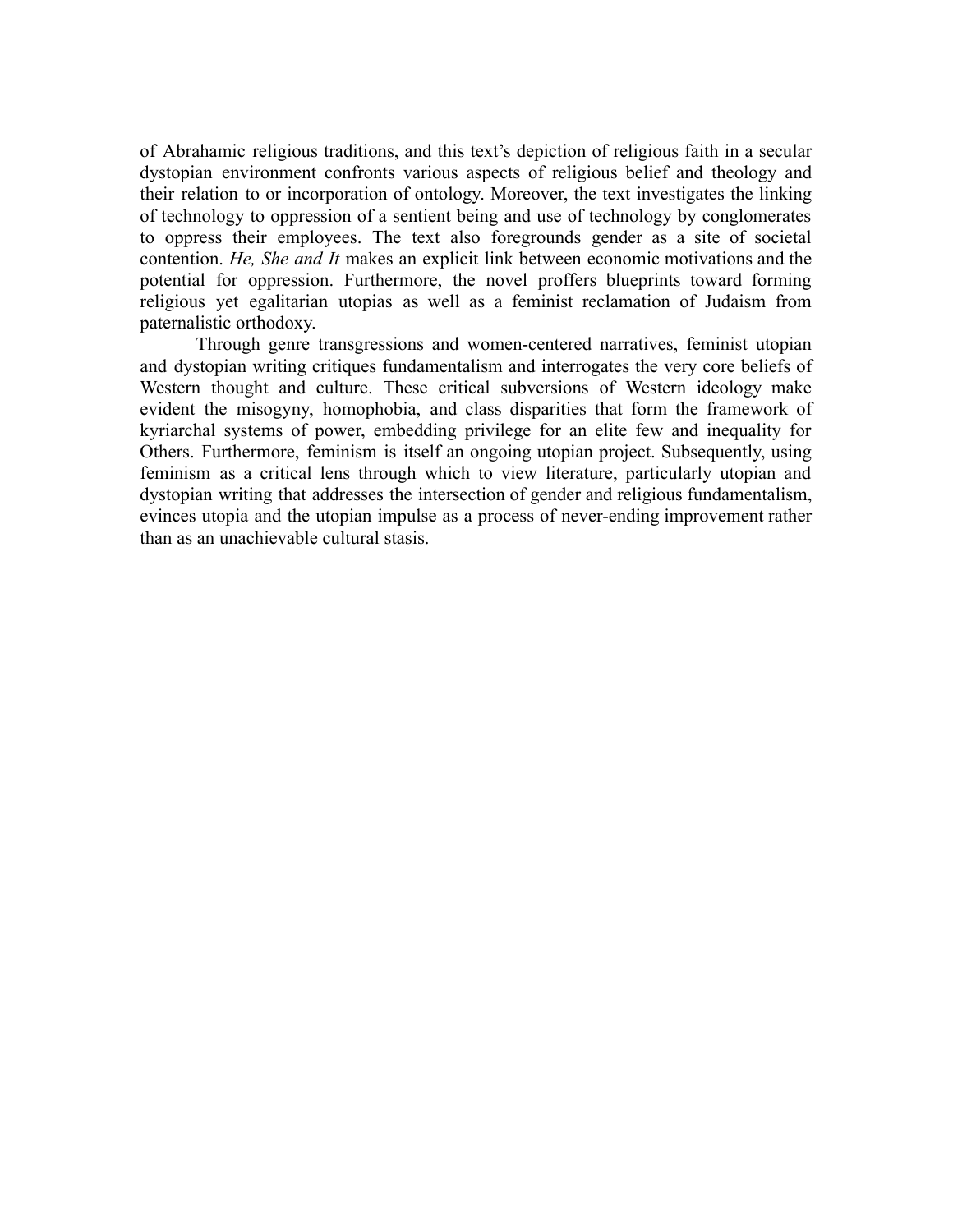of Abrahamic religious traditions, and this text's depiction of religious faith in a secular dystopian environment confronts various aspects of religious belief and theology and their relation to or incorporation of ontology. Moreover, the text investigates the linking of technology to oppression of a sentient being and use of technology by conglomerates to oppress their employees. The text also foregrounds gender as a site of societal contention. *He, She and It* makes an explicit link between economic motivations and the potential for oppression. Furthermore, the novel proffers blueprints toward forming religious yet egalitarian utopias as well as a feminist reclamation of Judaism from paternalistic orthodoxy.

Through genre transgressions and women-centered narratives, feminist utopian and dystopian writing critiques fundamentalism and interrogates the very core beliefs of Western thought and culture. These critical subversions of Western ideology make evident the misogyny, homophobia, and class disparities that form the framework of kyriarchal systems of power, embedding privilege for an elite few and inequality for Others. Furthermore, feminism is itself an ongoing utopian project. Subsequently, using feminism as a critical lens through which to view literature, particularly utopian and dystopian writing that addresses the intersection of gender and religious fundamentalism, evinces utopia and the utopian impulse as a process of never-ending improvement rather than as an unachievable cultural stasis.